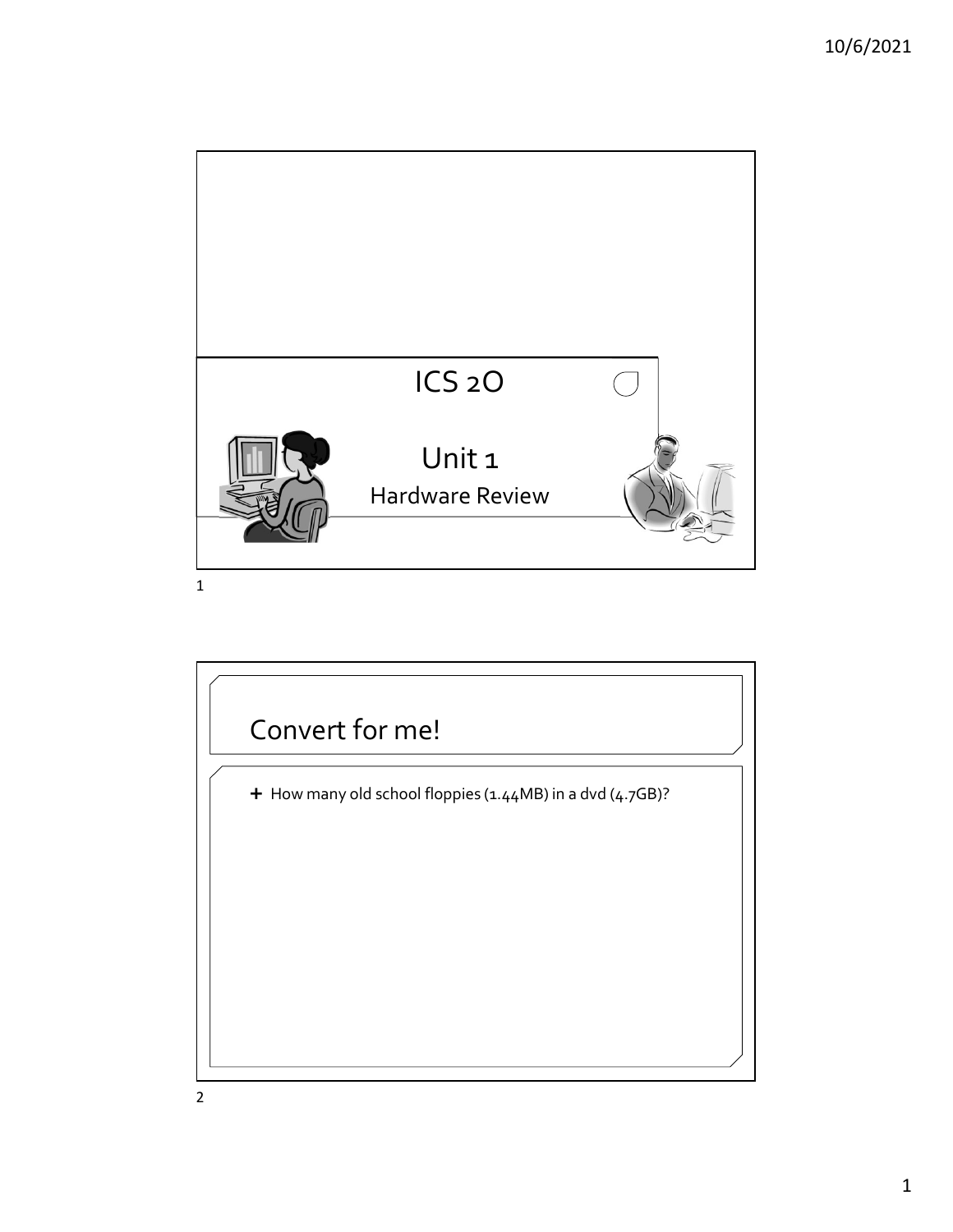# ICS 2O

## Unit 1

### Hardware Review

## Convert for me!

- How many old school floppies (1.44MB) in a dvd (4.7GB)?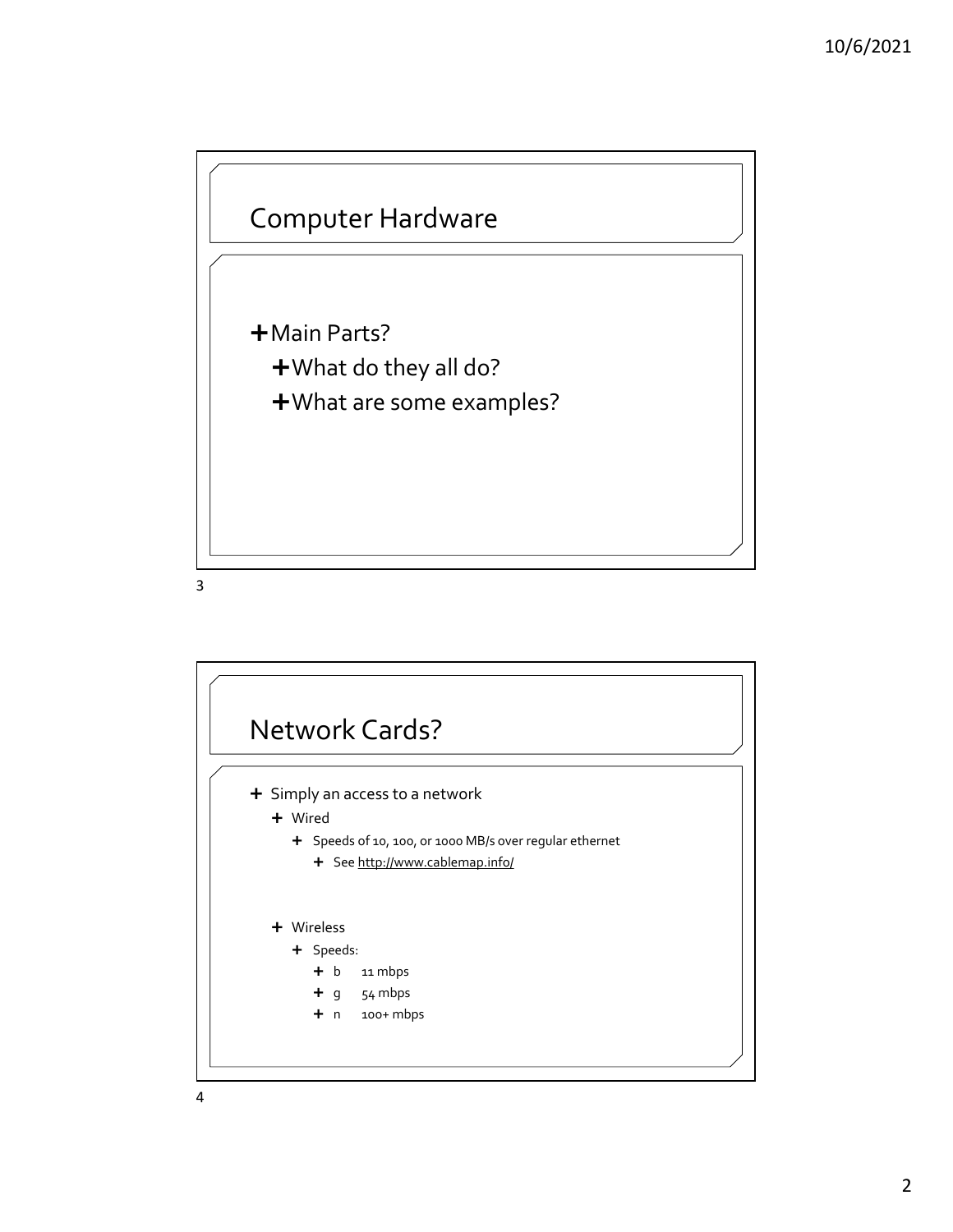## Computer Hardware

- Main Parts?
  - What do they all do?
  - What are some examples?

## Network Cards?

- Simply an access to a network
  - Wired
    - Speeds of 10, 100, or 1000 MB/s over regular ethernet
      - See http://www.cablemap.info/
  - Wireless
    - Speeds:
      - b 11 mbps
      - g 54 mbps
      - n 100+ mbps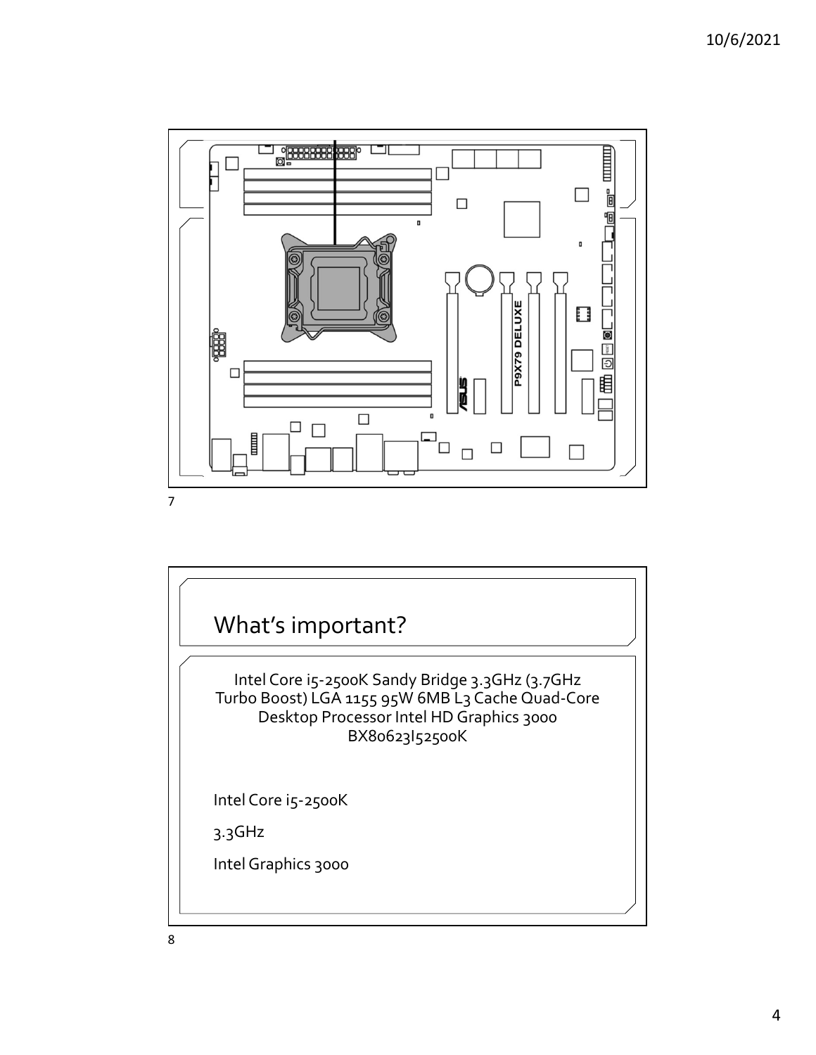P9X79 DELUXE

## What's important?

Intel Core i5-2500K Sandy Bridge 3.3GHz (3.7GHz Turbo Boost) LGA 1155 95W 6MB L3 Cache Quad-Core Desktop Processor Intel HD Graphics 3000 BX80623I52500K

Intel Core i5-2500K

3.3GHz

Intel Graphics 3000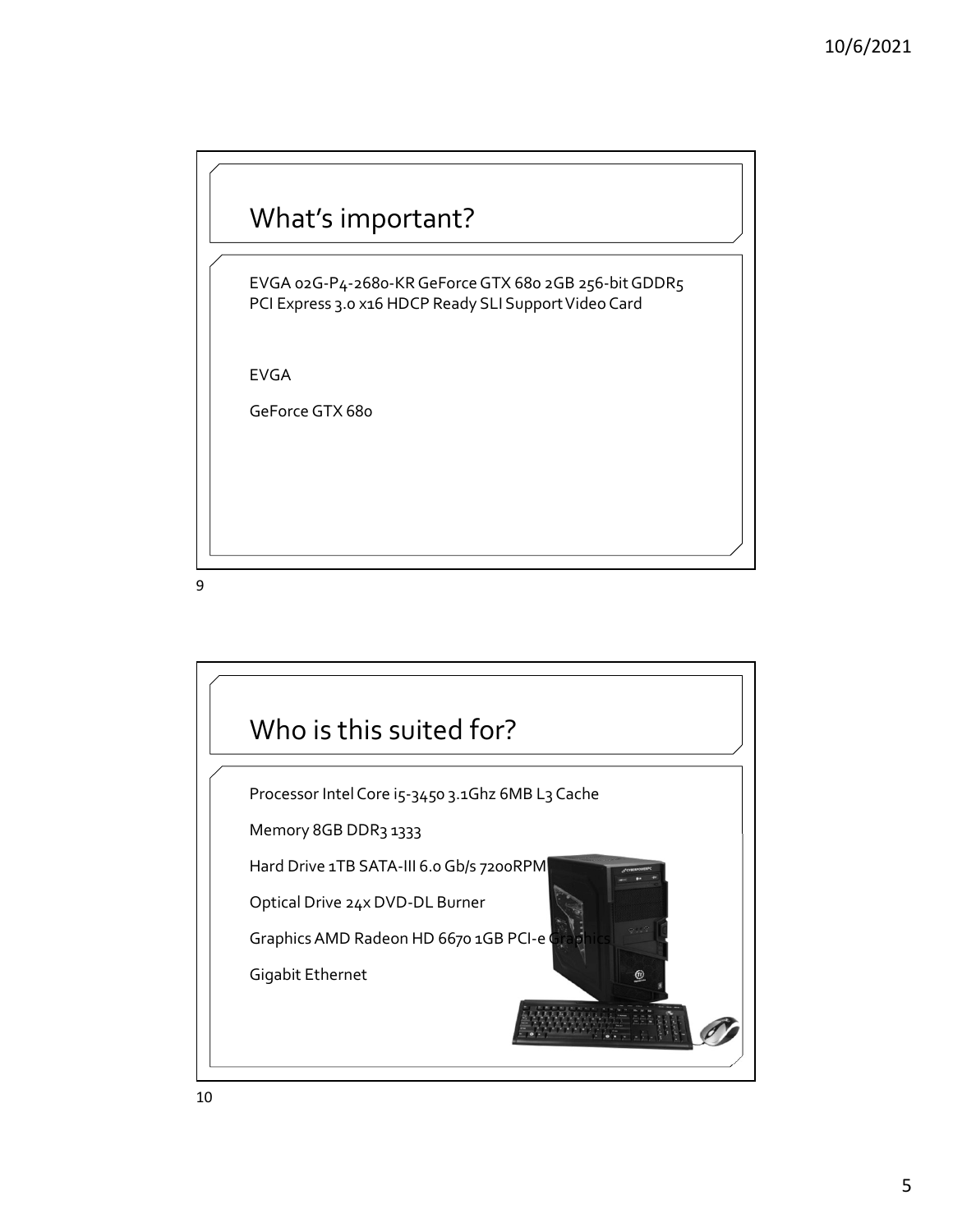## What's important?

EVGA 02G-P4-2680-KR GeForce GTX 680 2GB 256-bit GDDR5 PCI Express 3.0 x16 HDCP Ready SLI Support Video Card

EVGA

GeForce GTX 680

## Who is this suited for?

Processor Intel Core i5-3450 3.1Ghz 6MB L3 Cache

Memory 8GB DDR3 1333

Hard Drive 1TB SATA-III 6.0 Gb/s 7200RPM

Optical Drive 24x DVD-DL Burner

Graphics AMD Radeon HD 6670 1GB PCI-e Graphics

Gigabit Ethernet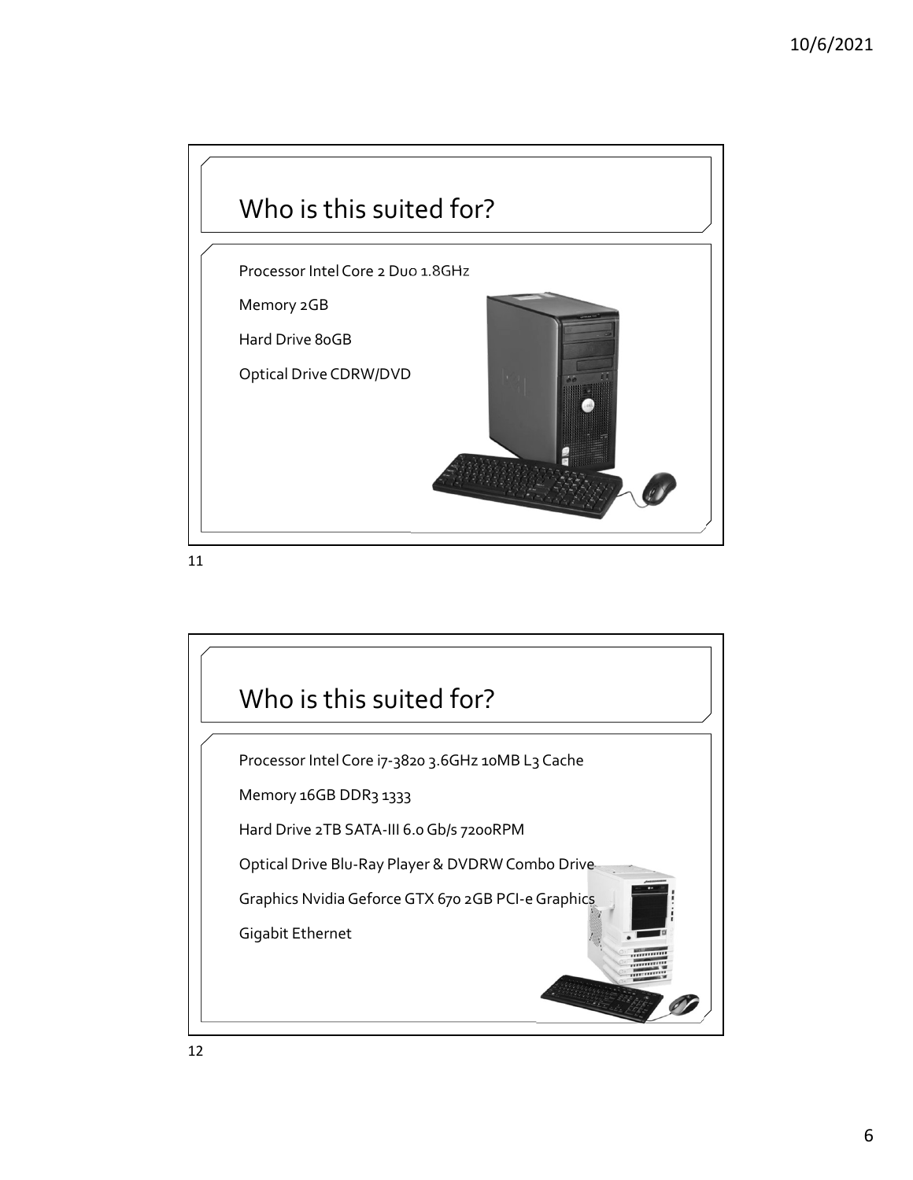## Who is this suited for?

Processor Intel Core 2 Duo 1.8GHz

Memory 2GB

Hard Drive 80GB

Optical Drive CDRW/DVD

## Who is this suited for?

Processor Intel Core i7-3820 3.6GHz 10MB L3 Cache

Memory 16GB DDR3 1333

Hard Drive 2TB SATA-III 6.0 Gb/s 7200RPM

Optical Drive Blu-Ray Player & DVDRW Combo Drive

Graphics Nvidia Geforce GTX 670 2GB PCI-e Graphics

Gigabit Ethernet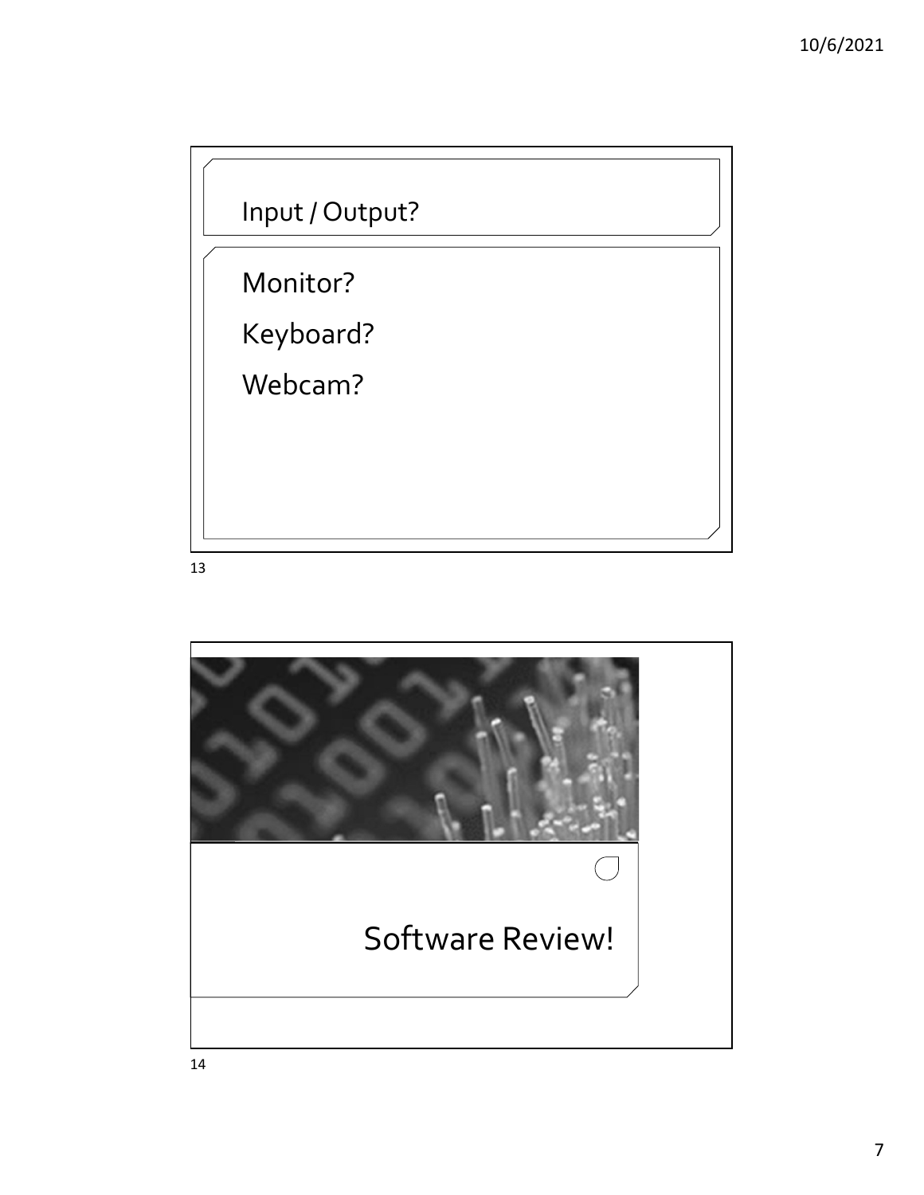## Input / Output?

Monitor?

Keyboard?

Webcam?

## Software Review!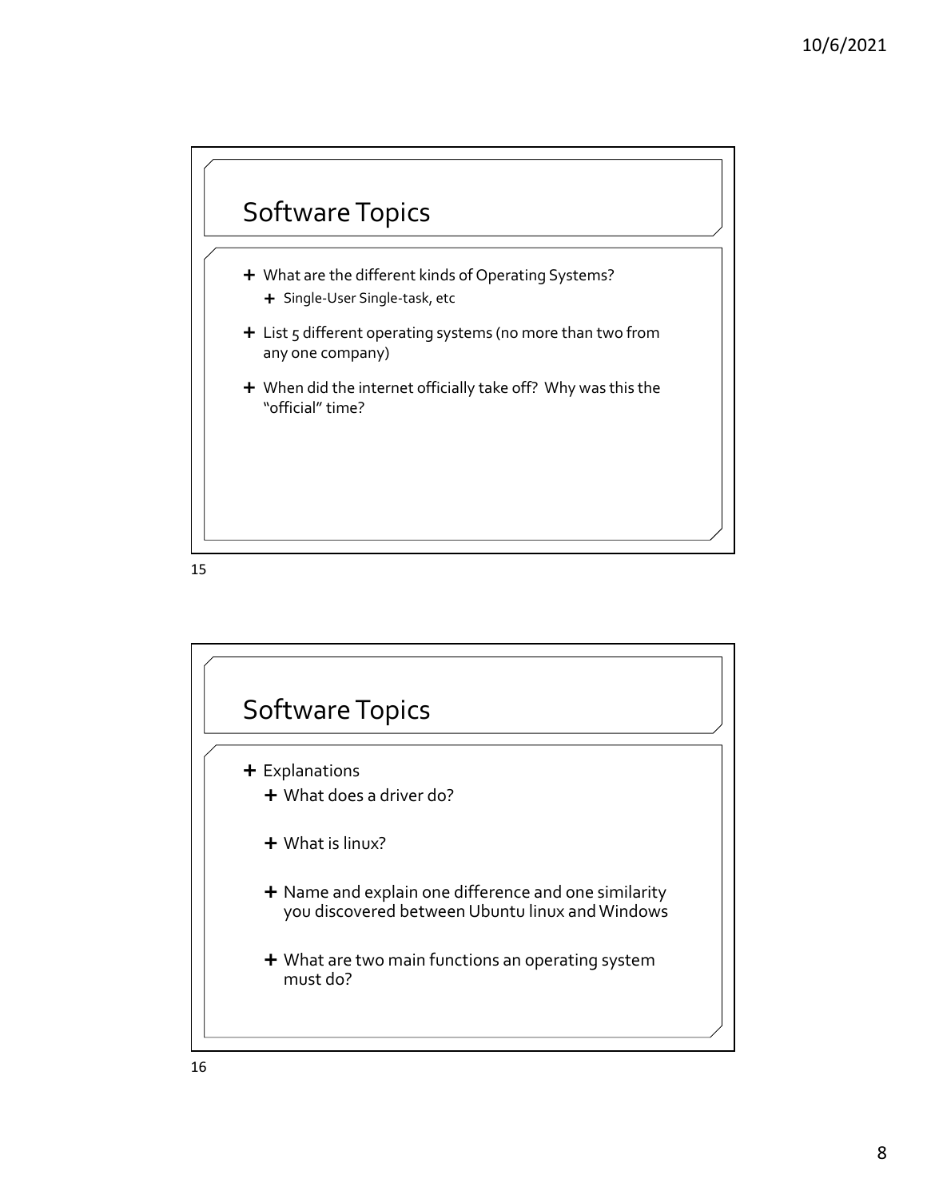## Software Topics

- What are the different kinds of Operating Systems?
  - Single-User Single-task, etc
- List 5 different operating systems (no more than two from any one company)
- When did the internet officially take off? Why was this the "official" time?

## Software Topics

- Explanations
  - What does a driver do?
  - What is linux?
  - Name and explain one difference and one similarity you discovered between Ubuntu linux and Windows
  - What are two main functions an operating system must do?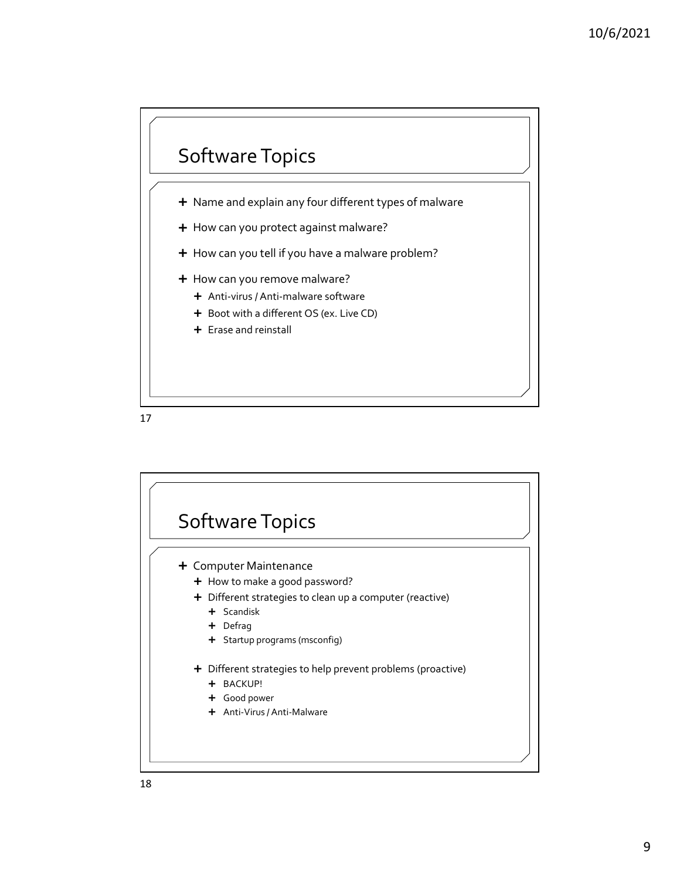## Software Topics

- Name and explain any four different types of malware
- How can you protect against malware?
- How can you tell if you have a malware problem?
- How can you remove malware?
  - Anti-virus / Anti-malware software
  - Boot with a different OS (ex. Live CD)
  - Erase and reinstall

## Software Topics

- Computer Maintenance
  - How to make a good password?
  - Different strategies to clean up a computer (reactive)
    - Scandisk
    - Defrag
    - Startup programs (msconfig)
  - Different strategies to help prevent problems (proactive)
    - BACKUP!
    - Good power
    - Anti-Virus / Anti-Malware